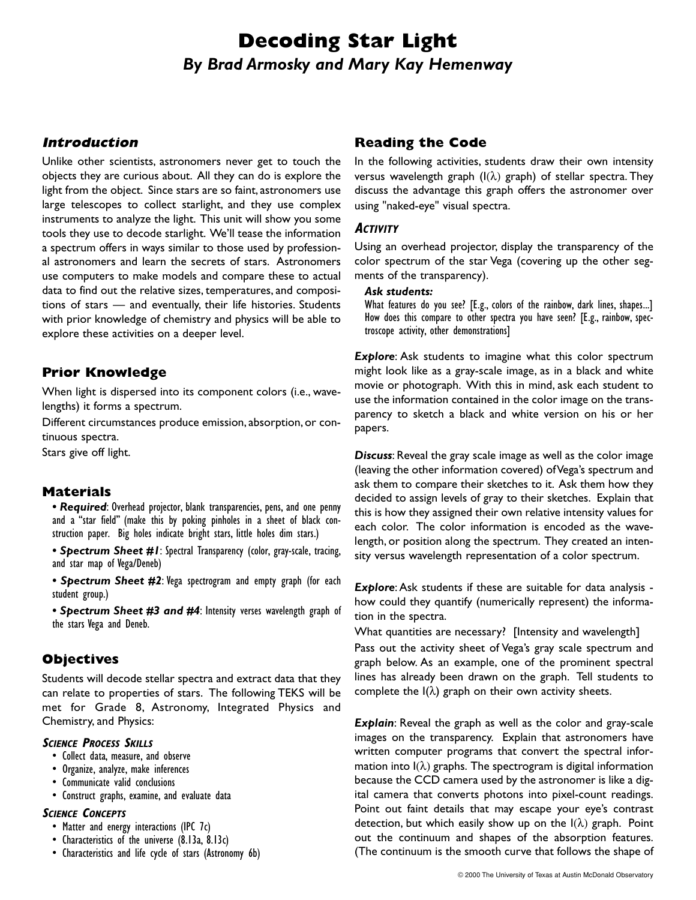# Decoding Star Light

*By Brad Armosky and Mary Kay Hemenway*

## *Introduction*

Unlike other scientists, astronomers never get to touch the objects they are curious about. All they can do is explore the light from the object. Since stars are so faint, astronomers use large telescopes to collect starlight, and they use complex instruments to analyze the light. This unit will show you some tools they use to decode starlight. We'll tease the information a spectrum offers in ways similar to those used by professional astronomers and learn the secrets of stars. Astronomers use computers to make models and compare these to actual data to find out the relative sizes, temperatures, and compositions of stars — and eventually, their life histories. Students with prior knowledge of chemistry and physics will be able to explore these activities on a deeper level.

## Prior Knowledge

When light is dispersed into its component colors (i.e., wavelengths) it forms a spectrum.

Different circumstances produce emission, absorption, or continuous spectra.

Stars give off light.

## Materials

- ***Required***: Overhead projector, blank transparencies, pens, and one penny and a "star field" (make this by poking pinholes in a sheet of black construction paper. Big holes indicate bright stars, little holes dim stars.)
- ***Spectrum Sheet #1***: Spectral Transparency (color, gray-scale, tracing, and star map of Vega/Deneb)
- ***Spectrum Sheet #2***: Vega spectrogram and empty graph (for each student group.)
- ***Spectrum Sheet #3 and #4***: Intensity verses wavelength graph of the stars Vega and Deneb.

## Objectives

Students will decode stellar spectra and extract data that they can relate to properties of stars. The following TEKS will be met for Grade 8, Astronomy, Integrated Physics and Chemistry, and Physics:

### *Science Process Skills*

- Collect data, measure, and observe
- Organize, analyze, make inferences
- Communicate valid conclusions
- Construct graphs, examine, and evaluate data

### *Science Concepts*

- Matter and energy interactions (IPC 7c)
- Characteristics of the universe (8.13a, 8.13c)
- Characteristics and life cycle of stars (Astronomy 6b)

## Reading the Code

In the following activities, students draw their own intensity versus wavelength graph ($I(\lambda)$ graph) of stellar spectra. They discuss the advantage this graph offers the astronomer over using "naked-eye" visual spectra.

### *Activity*

Using an overhead projector, display the transparency of the color spectrum of the star Vega (covering up the other segments of the transparency).

***Ask students:***

What features do you see? [E.g., colors of the rainbow, dark lines, shapes...] How does this compare to other spectra you have seen? [E.g., rainbow, spectroscope activity, other demonstrations]

***Explore***: Ask students to imagine what this color spectrum might look like as a gray-scale image, as in a black and white movie or photograph. With this in mind, ask each student to use the information contained in the color image on the transparency to sketch a black and white version on his or her papers.

***Discuss***: Reveal the gray scale image as well as the color image (leaving the other information covered) of Vega's spectrum and ask them to compare their sketches to it. Ask them how they decided to assign levels of gray to their sketches. Explain that this is how they assigned their own relative intensity values for each color. The color information is encoded as the wavelength, or position along the spectrum. They created an intensity versus wavelength representation of a color spectrum.

***Explore***: Ask students if these are suitable for data analysis - how could they quantify (numerically represent) the information in the spectra.

What quantities are necessary? [Intensity and wavelength]

Pass out the activity sheet of Vega's gray scale spectrum and graph below. As an example, one of the prominent spectral lines has already been drawn on the graph. Tell students to complete the $I(\lambda)$ graph on their own activity sheets.

***Explain***: Reveal the graph as well as the color and gray-scale images on the transparency. Explain that astronomers have written computer programs that convert the spectral information into $I(\lambda)$ graphs. The spectrogram is digital information because the CCD camera used by the astronomer is like a digital camera that converts photons into pixel-count readings. Point out faint details that may escape your eye's contrast detection, but which easily show up on the $I(\lambda)$ graph. Point out the continuum and shapes of the absorption features. (The continuum is the smooth curve that follows the shape of

© 2000 The University of Texas at Austin McDonald Observatory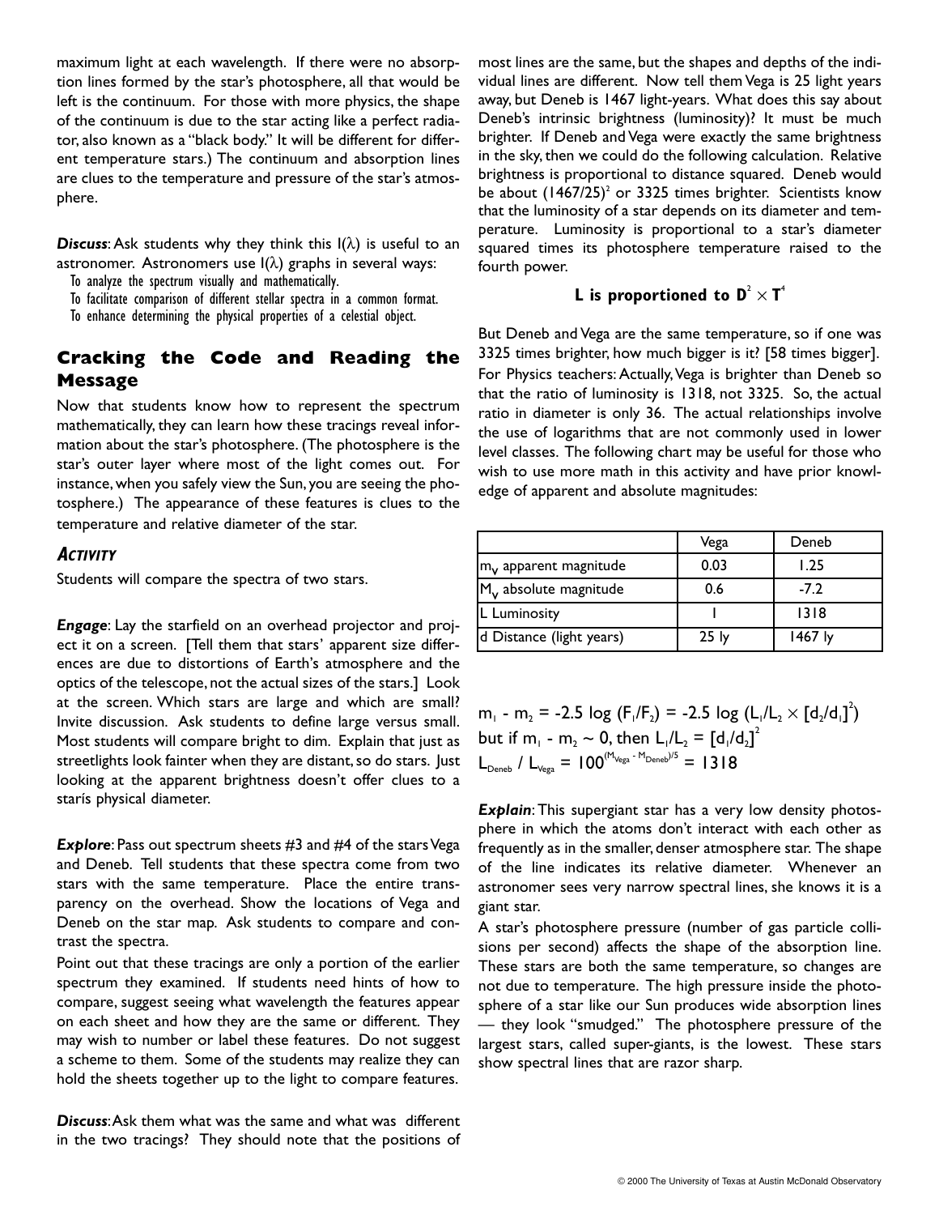maximum light at each wavelength. If there were no absorption lines formed by the star's photosphere, all that would be left is the continuum. For those with more physics, the shape of the continuum is due to the star acting like a perfect radiator, also known as a "black body." It will be different for different temperature stars.) The continuum and absorption lines are clues to the temperature and pressure of the star's atmosphere.

***Discuss***: Ask students why they think this $I(\lambda)$ is useful to an astronomer. Astronomers use $I(\lambda)$ graphs in several ways:

To analyze the spectrum visually and mathematically.
To facilitate comparison of different stellar spectra in a common format.
To enhance determining the physical properties of a celestial object.

## Cracking the Code and Reading the Message

Now that students know how to represent the spectrum mathematically, they can learn how these tracings reveal information about the star's photosphere. (The photosphere is the star's outer layer where most of the light comes out. For instance, when you safely view the Sun, you are seeing the photosphere.) The appearance of these features is clues to the temperature and relative diameter of the star.

### *Activity*

Students will compare the spectra of two stars.

***Engage***: Lay the starfield on an overhead projector and project it on a screen. [Tell them that stars' apparent size differences are due to distortions of Earth's atmosphere and the optics of the telescope, not the actual sizes of the stars.] Look at the screen. Which stars are large and which are small? Invite discussion. Ask students to define large versus small. Most students will compare bright to dim. Explain that just as streetlights look fainter when they are distant, so do stars. Just looking at the apparent brightness doesn't offer clues to a starís physical diameter.

***Explore***: Pass out spectrum sheets #3 and #4 of the stars Vega and Deneb. Tell students that these spectra come from two stars with the same temperature. Place the entire transparency on the overhead. Show the locations of Vega and Deneb on the star map. Ask students to compare and contrast the spectra.

Point out that these tracings are only a portion of the earlier spectrum they examined. If students need hints of how to compare, suggest seeing what wavelength the features appear on each sheet and how they are the same or different. They may wish to number or label these features. Do not suggest a scheme to them. Some of the students may realize they can hold the sheets together up to the light to compare features.

***Discuss***: Ask them what was the same and what was different in the two tracings? They should note that the positions of most lines are the same, but the shapes and depths of the individual lines are different. Now tell them Vega is 25 light years away, but Deneb is 1467 light-years. What does this say about Deneb's intrinsic brightness (luminosity)? It must be much brighter. If Deneb and Vega were exactly the same brightness in the sky, then we could do the following calculation. Relative brightness is proportional to distance squared. Deneb would be about $(1467/25)^2$ or 3325 times brighter. Scientists know that the luminosity of a star depends on its diameter and temperature. Luminosity is proportional to a star's diameter squared times its photosphere temperature raised to the fourth power.

$$\textbf{L is proportioned to } \mathbf{D^2 \times T^4}$$

But Deneb and Vega are the same temperature, so if one was 3325 times brighter, how much bigger is it? [58 times bigger]. For Physics teachers: Actually, Vega is brighter than Deneb so that the ratio of luminosity is 1318, not 3325. So, the actual ratio in diameter is only 36. The actual relationships involve the use of logarithms that are not commonly used in lower level classes. The following chart may be useful for those who wish to use more math in this activity and have prior knowledge of apparent and absolute magnitudes:

| | Vega | Deneb |
|---|---|---|
| $m_V$ apparent magnitude | 0.03 | 1.25 |
| $M_V$ absolute magnitude | 0.6 | -7.2 |
| L Luminosity | 1 | 1318 |
| d Distance (light years) | 25 ly | 1467 ly |

$$m_1 - m_2 = -2.5 \log (F_1/F_2) = -2.5 \log (L_1/L_2 \times [d_2/d_1]^2)$$

$$\text{but if } m_1 - m_2 \sim 0, \text{ then } L_1/L_2 = [d_1/d_2]^2$$

$$L_{Deneb} / L_{Vega} = 100^{(M_{Vega} - M_{Deneb})/5} = 1318$$

***Explain***: This supergiant star has a very low density photosphere in which the atoms don't interact with each other as frequently as in the smaller, denser atmosphere star. The shape of the line indicates its relative diameter. Whenever an astronomer sees very narrow spectral lines, she knows it is a giant star.

A star's photosphere pressure (number of gas particle collisions per second) affects the shape of the absorption line. These stars are both the same temperature, so changes are not due to temperature. The high pressure inside the photosphere of a star like our Sun produces wide absorption lines — they look "smudged." The photosphere pressure of the largest stars, called super-giants, is the lowest. These stars show spectral lines that are razor sharp.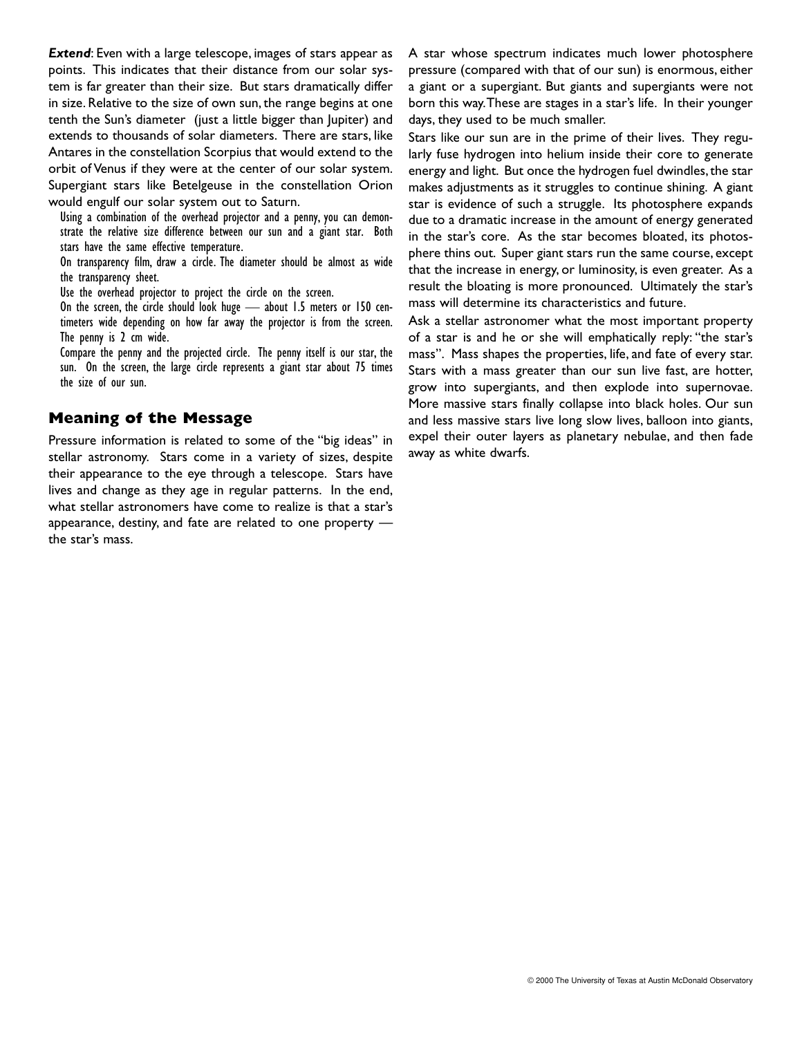***Extend***: Even with a large telescope, images of stars appear as points. This indicates that their distance from our solar system is far greater than their size. But stars dramatically differ in size. Relative to the size of own sun, the range begins at one tenth the Sun's diameter (just a little bigger than Jupiter) and extends to thousands of solar diameters. There are stars, like Antares in the constellation Scorpius that would extend to the orbit of Venus if they were at the center of our solar system. Supergiant stars like Betelgeuse in the constellation Orion would engulf our solar system out to Saturn.

Using a combination of the overhead projector and a penny, you can demonstrate the relative size difference between our sun and a giant star. Both stars have the same effective temperature.

On transparency film, draw a circle. The diameter should be almost as wide the transparency sheet.

Use the overhead projector to project the circle on the screen.

On the screen, the circle should look huge — about 1.5 meters or 150 centimeters wide depending on how far away the projector is from the screen. The penny is 2 cm wide.

Compare the penny and the projected circle. The penny itself is our star, the sun. On the screen, the large circle represents a giant star about 75 times the size of our sun.

## Meaning of the Message

Pressure information is related to some of the "big ideas" in stellar astronomy. Stars come in a variety of sizes, despite their appearance to the eye through a telescope. Stars have lives and change as they age in regular patterns. In the end, what stellar astronomers have come to realize is that a star's appearance, destiny, and fate are related to one property — the star's mass.

A star whose spectrum indicates much lower photosphere pressure (compared with that of our sun) is enormous, either a giant or a supergiant. But giants and supergiants were not born this way. These are stages in a star's life. In their younger days, they used to be much smaller.

Stars like our sun are in the prime of their lives. They regularly fuse hydrogen into helium inside their core to generate energy and light. But once the hydrogen fuel dwindles, the star makes adjustments as it struggles to continue shining. A giant star is evidence of such a struggle. Its photosphere expands due to a dramatic increase in the amount of energy generated in the star's core. As the star becomes bloated, its photosphere thins out. Super giant stars run the same course, except that the increase in energy, or luminosity, is even greater. As a result the bloating is more pronounced. Ultimately the star's mass will determine its characteristics and future.

Ask a stellar astronomer what the most important property of a star is and he or she will emphatically reply: "the star's mass". Mass shapes the properties, life, and fate of every star. Stars with a mass greater than our sun live fast, are hotter, grow into supergiants, and then explode into supernovae. More massive stars finally collapse into black holes. Our sun and less massive stars live long slow lives, balloon into giants, expel their outer layers as planetary nebulae, and then fade away as white dwarfs.

© 2000 The University of Texas at Austin McDonald Observatory